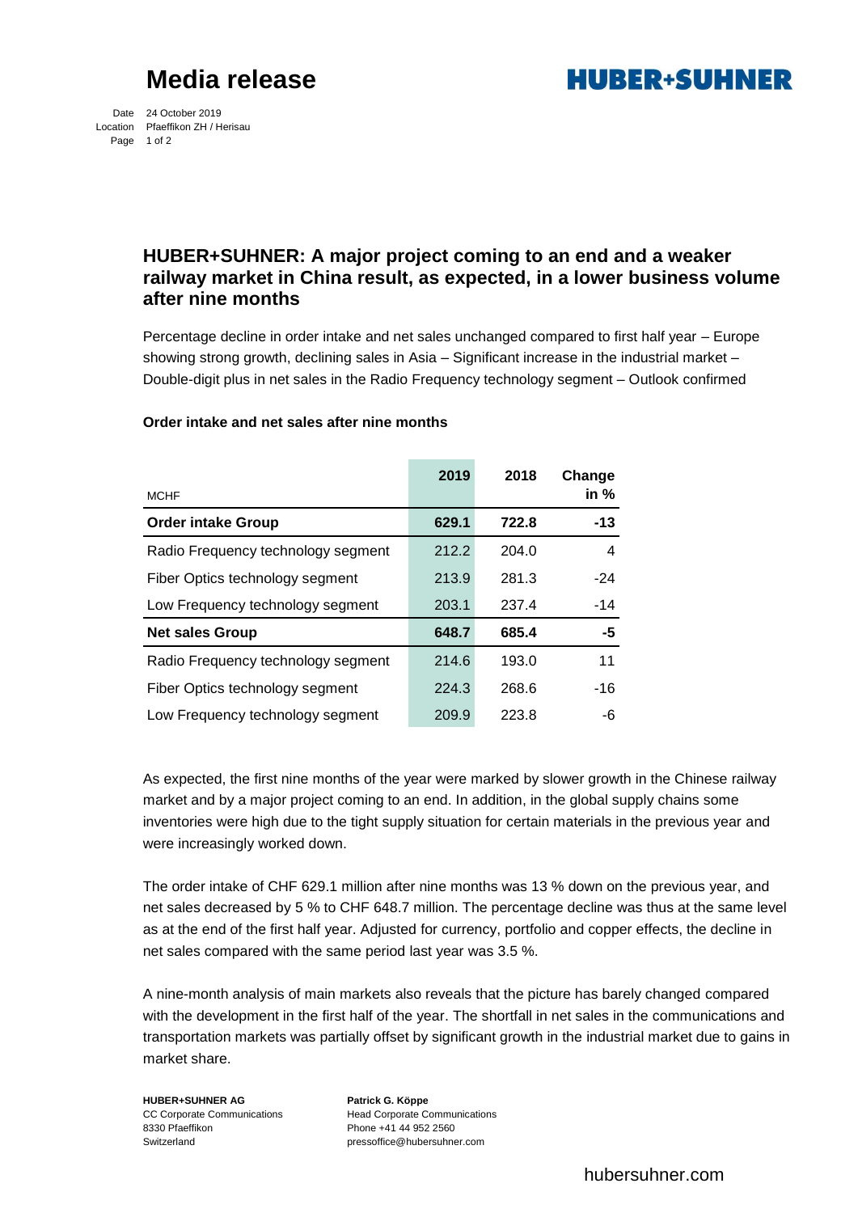# Media release

HUBER+SUHNER

Date 24 October 2019
Location Pfaeffikon ZH / Herisau

## HUBER+SUHNER: A major project coming to an end and a weaker railway market in China result, as expected, in a lower business volume after nine months

Percentage decline in order intake and net sales unchanged compared to first half year – Europe showing strong growth, declining sales in Asia – Significant increase in the industrial market – Double-digit plus in net sales in the Radio Frequency technology segment – Outlook confirmed

**Order intake and net sales after nine months**

| MCHF | 2019 | 2018 | Change in % |
|---|---|---|---|
| **Order intake Group** | **629.1** | **722.8** | **-13** |
| Radio Frequency technology segment | 212.2 | 204.0 | 4 |
| Fiber Optics technology segment | 213.9 | 281.3 | -24 |
| Low Frequency technology segment | 203.1 | 237.4 | -14 |
| **Net sales Group** | **648.7** | **685.4** | **-5** |
| Radio Frequency technology segment | 214.6 | 193.0 | 11 |
| Fiber Optics technology segment | 224.3 | 268.6 | -16 |
| Low Frequency technology segment | 209.9 | 223.8 | -6 |

As expected, the first nine months of the year were marked by slower growth in the Chinese railway market and by a major project coming to an end. In addition, in the global supply chains some inventories were high due to the tight supply situation for certain materials in the previous year and were increasingly worked down.

The order intake of CHF 629.1 million after nine months was 13 % down on the previous year, and net sales decreased by 5 % to CHF 648.7 million. The percentage decline was thus at the same level as at the end of the first half year. Adjusted for currency, portfolio and copper effects, the decline in net sales compared with the same period last year was 3.5 %.

A nine-month analysis of main markets also reveals that the picture has barely changed compared with the development in the first half of the year. The shortfall in net sales in the communications and transportation markets was partially offset by significant growth in the industrial market due to gains in market share.

**HUBER+SUHNER AG**
CC Corporate Communications
8330 Pfaeffikon
Switzerland

**Patrick G. Köppe**
Head Corporate Communications
Phone +41 44 952 2560
pressoffice@hubersuhner.com

hubersuhner.com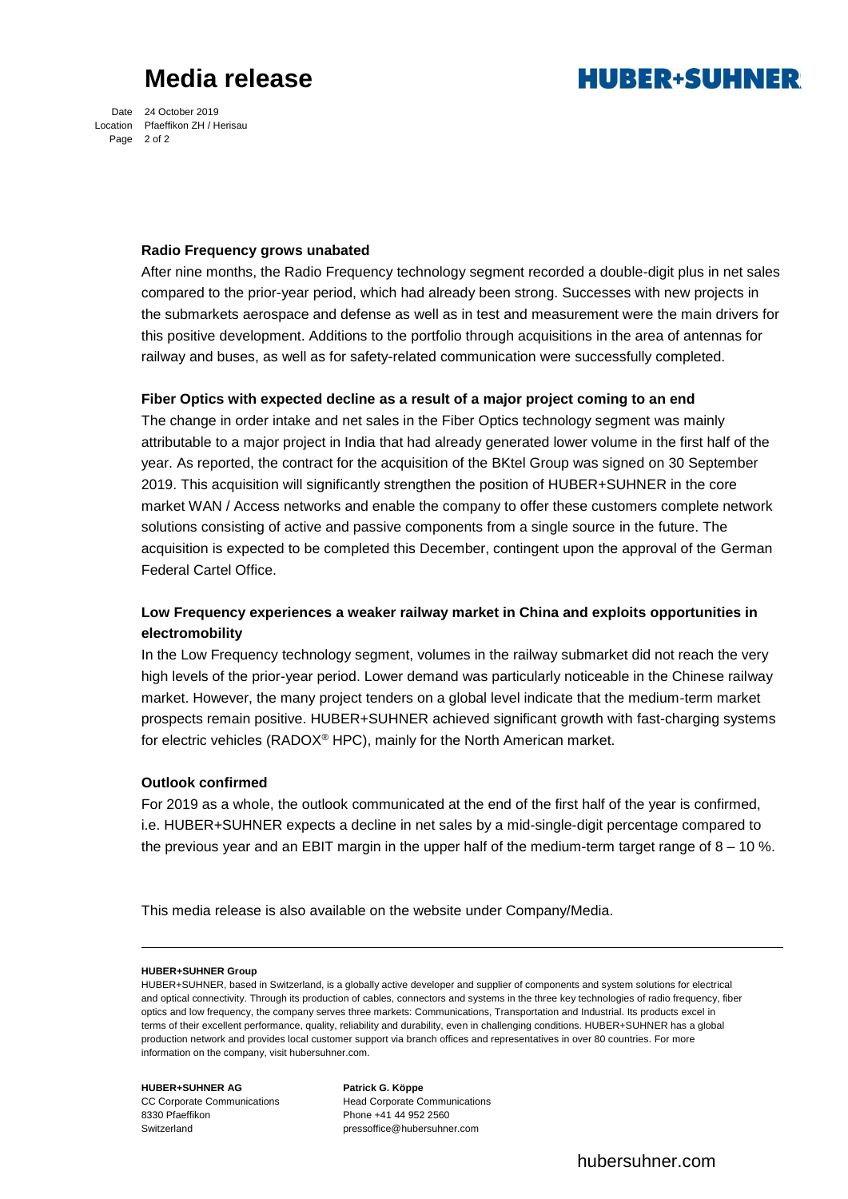**Radio Frequency grows unabated**

After nine months, the Radio Frequency technology segment recorded a double-digit plus in net sales compared to the prior-year period, which had already been strong. Successes with new projects in the submarkets aerospace and defense as well as in test and measurement were the main drivers for this positive development. Additions to the portfolio through acquisitions in the area of antennas for railway and buses, as well as for safety-related communication were successfully completed.

**Fiber Optics with expected decline as a result of a major project coming to an end**

The change in order intake and net sales in the Fiber Optics technology segment was mainly attributable to a major project in India that had already generated lower volume in the first half of the year. As reported, the contract for the acquisition of the BKtel Group was signed on 30 September 2019. This acquisition will significantly strengthen the position of HUBER+SUHNER in the core market WAN / Access networks and enable the company to offer these customers complete network solutions consisting of active and passive components from a single source in the future. The acquisition is expected to be completed this December, contingent upon the approval of the German Federal Cartel Office.

**Low Frequency experiences a weaker railway market in China and exploits opportunities in electromobility**

In the Low Frequency technology segment, volumes in the railway submarket did not reach the very high levels of the prior-year period. Lower demand was particularly noticeable in the Chinese railway market. However, the many project tenders on a global level indicate that the medium-term market prospects remain positive. HUBER+SUHNER achieved significant growth with fast-charging systems for electric vehicles (RADOX® HPC), mainly for the North American market.

**Outlook confirmed**

For 2019 as a whole, the outlook communicated at the end of the first half of the year is confirmed, i.e. HUBER+SUHNER expects a decline in net sales by a mid-single-digit percentage compared to the previous year and an EBIT margin in the upper half of the medium-term target range of 8 – 10 %.

This media release is also available on the website under Company/Media.

---

**HUBER+SUHNER Group**

HUBER+SUHNER, based in Switzerland, is a globally active developer and supplier of components and system solutions for electrical and optical connectivity. Through its production of cables, connectors and systems in the three key technologies of radio frequency, fiber optics and low frequency, the company serves three markets: Communications, Transportation and Industrial. Its products excel in terms of their excellent performance, quality, reliability and durability, even in challenging conditions. HUBER+SUHNER has a global production network and provides local customer support via branch offices and representatives in over 80 countries. For more information on the company, visit hubersuhner.com.

**HUBER+SUHNER AG**
CC Corporate Communications
8330 Pfaeffikon
Switzerland

**Patrick G. Köppe**
Head Corporate Communications
Phone +41 44 952 2560
pressoffice@hubersuhner.com